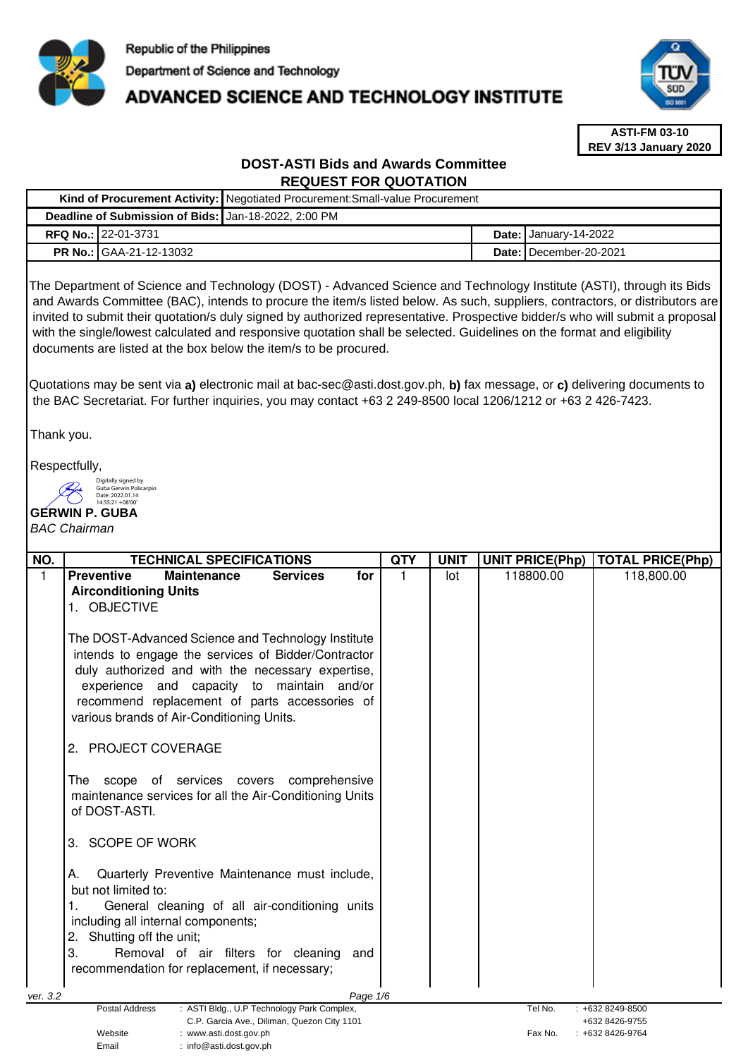Republic of the Philippines
Department of Science and Technology
# ADVANCED SCIENCE AND TECHNOLOGY INSTITUTE

**ASTI-FM 03-10**
**REV 3/13 January 2020**

## DOST-ASTI Bids and Awards Committee
## REQUEST FOR QUOTATION

| **Kind of Procurement Activity:** | Negotiated Procurement:Small-value Procurement | | |
|---|---|---|---|
| **Deadline of Submission of Bids:** | Jan-18-2022, 2:00 PM | | |
| **RFQ No.:** | 22-01-3731 | **Date:** | January-14-2022 |
| **PR No.:** | GAA-21-12-13032 | **Date:** | December-20-2021 |

The Department of Science and Technology (DOST) - Advanced Science and Technology Institute (ASTI), through its Bids and Awards Committee (BAC), intends to procure the item/s listed below. As such, suppliers, contractors, or distributors are invited to submit their quotation/s duly signed by authorized representative. Prospective bidder/s who will submit a proposal with the single/lowest calculated and responsive quotation shall be selected. Guidelines on the format and eligibility documents are listed at the box below the item/s to be procured.

Quotations may be sent via **a)** electronic mail at bac-sec@asti.dost.gov.ph, **b)** fax message, or **c)** delivering documents to the BAC Secretariat. For further inquiries, you may contact +63 2 249-8500 local 1206/1212 or +63 2 426-7423.

Thank you.

Respectfully,

Digitally signed by Guba Gerwin Policarpio
Date: 2022.01.14 14:55:21 +08'00'

**GERWIN P. GUBA**
*BAC Chairman*

| NO. | TECHNICAL SPECIFICATIONS | QTY | UNIT | UNIT PRICE(Php) | TOTAL PRICE(Php) |
|---|---|---|---|---|---|
| 1 | **Preventive Maintenance Services for Airconditioning Units**<br>1. OBJECTIVE<br><br>The DOST-Advanced Science and Technology Institute intends to engage the services of Bidder/Contractor duly authorized and with the necessary expertise, experience and capacity to maintain and/or recommend replacement of parts accessories of various brands of Air-Conditioning Units.<br><br>2. PROJECT COVERAGE<br><br>The scope of services covers comprehensive maintenance services for all the Air-Conditioning Units of DOST-ASTI.<br><br>3. SCOPE OF WORK<br><br>A. Quarterly Preventive Maintenance must include, but not limited to:<br>1. General cleaning of all air-conditioning units including all internal components;<br>2. Shutting off the unit;<br>3. Removal of air filters for cleaning and recommendation for replacement, if necessary; | 1 | lot | 118800.00 | 118,800.00 |

ver. 3.2

Postal Address : ASTI Bldg., U.P Technology Park Complex, C.P. Garcia Ave., Diliman, Quezon City 1101
Website : www.asti.dost.gov.ph
Email : info@asti.dost.gov.ph
Tel No. : +632 8249-8500, +632 8426-9755
Fax No. : +632 8426-9764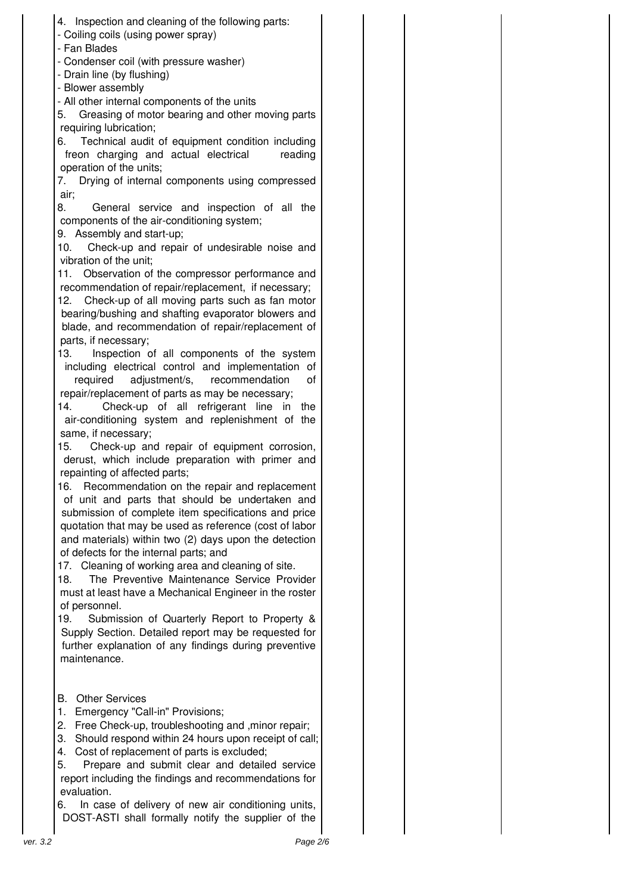4. Inspection and cleaning of the following parts:
- Coiling coils (using power spray)
- Fan Blades
- Condenser coil (with pressure washer)
- Drain line (by flushing)
- Blower assembly
- All other internal components of the units
5. Greasing of motor bearing and other moving parts requiring lubrication;
6. Technical audit of equipment condition including freon charging and actual electrical reading operation of the units;
7. Drying of internal components using compressed air;
8. General service and inspection of all the components of the air-conditioning system;
9. Assembly and start-up;
10. Check-up and repair of undesirable noise and vibration of the unit;
11. Observation of the compressor performance and recommendation of repair/replacement, if necessary;
12. Check-up of all moving parts such as fan motor bearing/bushing and shafting evaporator blowers and blade, and recommendation of repair/replacement of parts, if necessary;
13. Inspection of all components of the system including electrical control and implementation of required adjustment/s, recommendation of repair/replacement of parts as may be necessary;
14. Check-up of all refrigerant line in the air-conditioning system and replenishment of the same, if necessary;
15. Check-up and repair of equipment corrosion, derust, which include preparation with primer and repainting of affected parts;
16. Recommendation on the repair and replacement of unit and parts that should be undertaken and submission of complete item specifications and price quotation that may be used as reference (cost of labor and materials) within two (2) days upon the detection of defects for the internal parts; and
17. Cleaning of working area and cleaning of site.
18. The Preventive Maintenance Service Provider must at least have a Mechanical Engineer in the roster of personnel.
19. Submission of Quarterly Report to Property & Supply Section. Detailed report may be requested for further explanation of any findings during preventive maintenance.

B. Other Services
1. Emergency "Call-in" Provisions;
2. Free Check-up, troubleshooting and ,minor repair;
3. Should respond within 24 hours upon receipt of call;
4. Cost of replacement of parts is excluded;
5. Prepare and submit clear and detailed service report including the findings and recommendations for evaluation.
6. In case of delivery of new air conditioning units, DOST-ASTI shall formally notify the supplier of the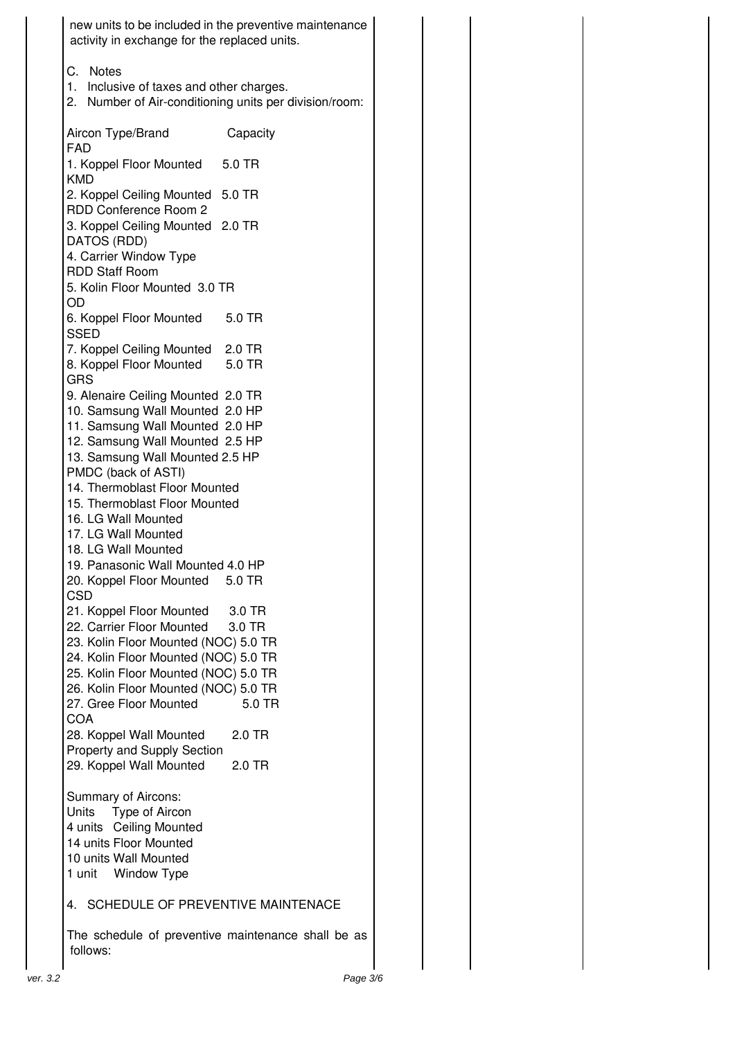new units to be included in the preventive maintenance activity in exchange for the replaced units.

C. Notes

1. Inclusive of taxes and other charges.
2. Number of Air-conditioning units per division/room:

Aircon Type/Brand Capacity

FAD

1. Koppel Floor Mounted 5.0 TR

KMD

2. Koppel Ceiling Mounted 5.0 TR

RDD Conference Room 2

3. Koppel Ceiling Mounted 2.0 TR

DATOS (RDD)

4. Carrier Window Type

RDD Staff Room

5. Kolin Floor Mounted 3.0 TR

OD

6. Koppel Floor Mounted 5.0 TR

SSED

7. Koppel Ceiling Mounted 2.0 TR
8. Koppel Floor Mounted 5.0 TR

GRS

9. Alenaire Ceiling Mounted 2.0 TR
10. Samsung Wall Mounted 2.0 HP
11. Samsung Wall Mounted 2.0 HP
12. Samsung Wall Mounted 2.5 HP
13. Samsung Wall Mounted 2.5 HP

PMDC (back of ASTI)

14. Thermoblast Floor Mounted
15. Thermoblast Floor Mounted
16. LG Wall Mounted
17. LG Wall Mounted
18. LG Wall Mounted
19. Panasonic Wall Mounted 4.0 HP
20. Koppel Floor Mounted 5.0 TR

CSD

21. Koppel Floor Mounted 3.0 TR
22. Carrier Floor Mounted 3.0 TR
23. Kolin Floor Mounted (NOC) 5.0 TR
24. Kolin Floor Mounted (NOC) 5.0 TR
25. Kolin Floor Mounted (NOC) 5.0 TR
26. Kolin Floor Mounted (NOC) 5.0 TR
27. Gree Floor Mounted 5.0 TR

COA

28. Koppel Wall Mounted 2.0 TR

Property and Supply Section

29. Koppel Wall Mounted 2.0 TR

Summary of Aircons:

| Units | Type of Aircon |
|---|---|
| 4 units | Ceiling Mounted |
| 14 units | Floor Mounted |
| 10 units | Wall Mounted |
| 1 unit | Window Type |

4. SCHEDULE OF PREVENTIVE MAINTENACE

The schedule of preventive maintenance shall be as follows: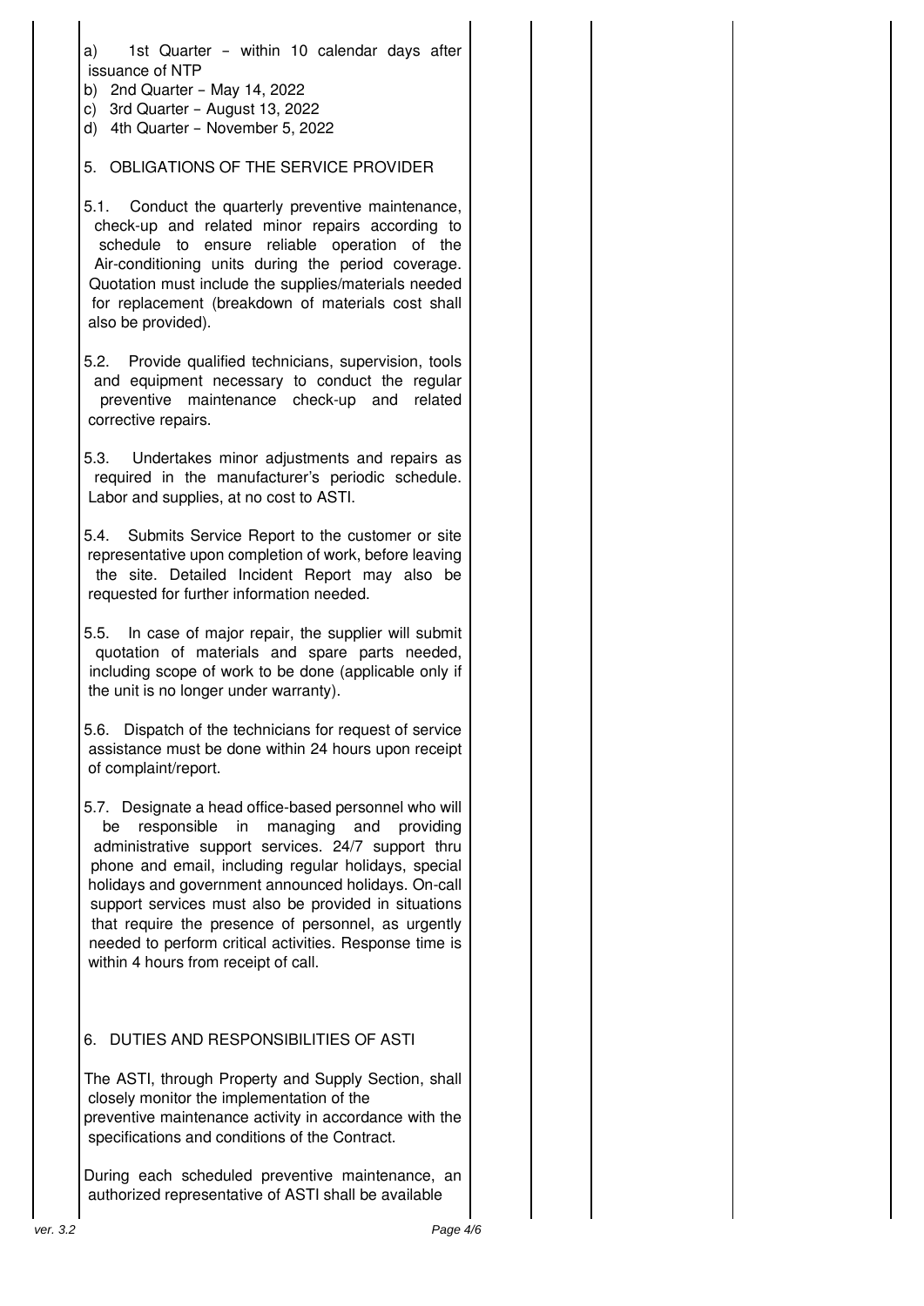a) 1st Quarter – within 10 calendar days after issuance of NTP
b) 2nd Quarter – May 14, 2022
c) 3rd Quarter – August 13, 2022
d) 4th Quarter – November 5, 2022

## 5. OBLIGATIONS OF THE SERVICE PROVIDER

5.1. Conduct the quarterly preventive maintenance, check-up and related minor repairs according to schedule to ensure reliable operation of the Air-conditioning units during the period coverage. Quotation must include the supplies/materials needed for replacement (breakdown of materials cost shall also be provided).

5.2. Provide qualified technicians, supervision, tools and equipment necessary to conduct the regular preventive maintenance check-up and related corrective repairs.

5.3. Undertakes minor adjustments and repairs as required in the manufacturer's periodic schedule. Labor and supplies, at no cost to ASTI.

5.4. Submits Service Report to the customer or site representative upon completion of work, before leaving the site. Detailed Incident Report may also be requested for further information needed.

5.5. In case of major repair, the supplier will submit quotation of materials and spare parts needed, including scope of work to be done (applicable only if the unit is no longer under warranty).

5.6. Dispatch of the technicians for request of service assistance must be done within 24 hours upon receipt of complaint/report.

5.7. Designate a head office-based personnel who will be responsible in managing and providing administrative support services. 24/7 support thru phone and email, including regular holidays, special holidays and government announced holidays. On-call support services must also be provided in situations that require the presence of personnel, as urgently needed to perform critical activities. Response time is within 4 hours from receipt of call.

## 6. DUTIES AND RESPONSIBILITIES OF ASTI

The ASTI, through Property and Supply Section, shall closely monitor the implementation of the preventive maintenance activity in accordance with the specifications and conditions of the Contract.

During each scheduled preventive maintenance, an authorized representative of ASTI shall be available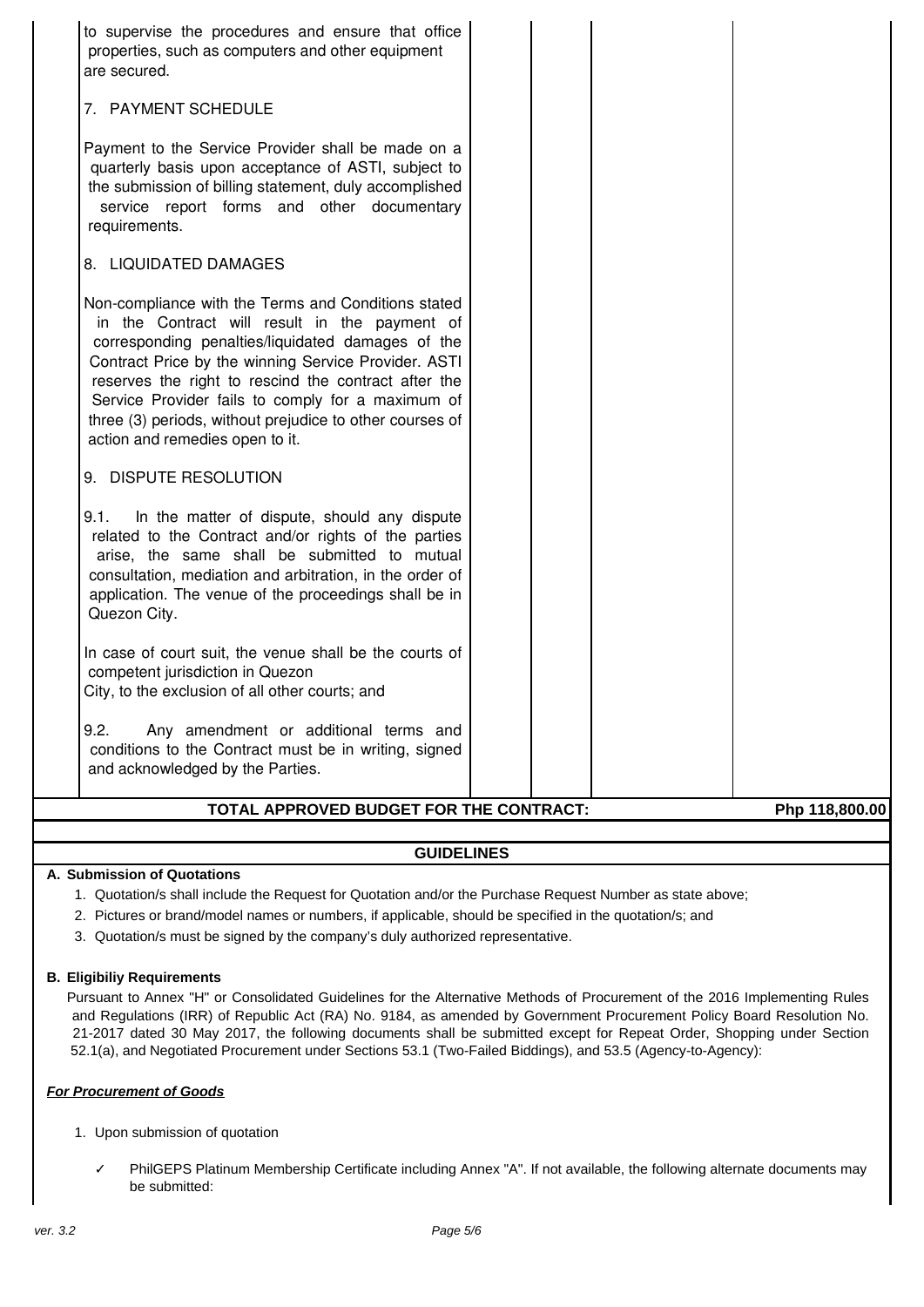to supervise the procedures and ensure that office properties, such as computers and other equipment are secured.

7. PAYMENT SCHEDULE

Payment to the Service Provider shall be made on a quarterly basis upon acceptance of ASTI, subject to the submission of billing statement, duly accomplished service report forms and other documentary requirements.

8. LIQUIDATED DAMAGES

Non-compliance with the Terms and Conditions stated in the Contract will result in the payment of corresponding penalties/liquidated damages of the Contract Price by the winning Service Provider. ASTI reserves the right to rescind the contract after the Service Provider fails to comply for a maximum of three (3) periods, without prejudice to other courses of action and remedies open to it.

9. DISPUTE RESOLUTION

9.1. In the matter of dispute, should any dispute related to the Contract and/or rights of the parties arise, the same shall be submitted to mutual consultation, mediation and arbitration, in the order of application. The venue of the proceedings shall be in Quezon City.

In case of court suit, the venue shall be the courts of competent jurisdiction in Quezon City, to the exclusion of all other courts; and

9.2. Any amendment or additional terms and conditions to the Contract must be in writing, signed and acknowledged by the Parties.

**TOTAL APPROVED BUDGET FOR THE CONTRACT:** **Php 118,800.00**

## GUIDELINES

**A. Submission of Quotations**

1. Quotation/s shall include the Request for Quotation and/or the Purchase Request Number as state above;
2. Pictures or brand/model names or numbers, if applicable, should be specified in the quotation/s; and
3. Quotation/s must be signed by the company's duly authorized representative.

**B. Eligibiliy Requirements**

Pursuant to Annex "H" or Consolidated Guidelines for the Alternative Methods of Procurement of the 2016 Implementing Rules and Regulations (IRR) of Republic Act (RA) No. 9184, as amended by Government Procurement Policy Board Resolution No. 21-2017 dated 30 May 2017, the following documents shall be submitted except for Repeat Order, Shopping under Section 52.1(a), and Negotiated Procurement under Sections 53.1 (Two-Failed Biddings), and 53.5 (Agency-to-Agency):

***For Procurement of Goods***

1. Upon submission of quotation

   ✓ PhilGEPS Platinum Membership Certificate including Annex "A". If not available, the following alternate documents may be submitted: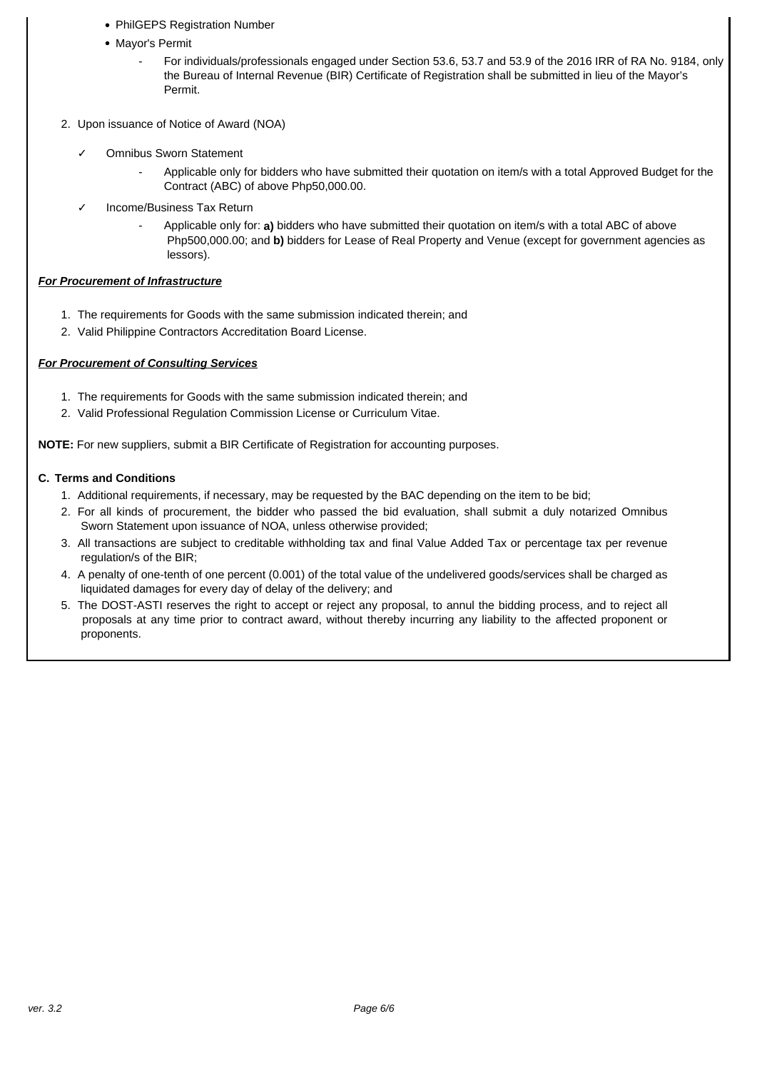- PhilGEPS Registration Number
- Mayor's Permit
  - For individuals/professionals engaged under Section 53.6, 53.7 and 53.9 of the 2016 IRR of RA No. 9184, only the Bureau of Internal Revenue (BIR) Certificate of Registration shall be submitted in lieu of the Mayor's Permit.

2. Upon issuance of Notice of Award (NOA)

   ✓ Omnibus Sworn Statement
   - Applicable only for bidders who have submitted their quotation on item/s with a total Approved Budget for the Contract (ABC) of above Php50,000.00.

   ✓ Income/Business Tax Return
   - Applicable only for: **a)** bidders who have submitted their quotation on item/s with a total ABC of above Php500,000.00; and **b)** bidders for Lease of Real Property and Venue (except for government agencies as lessors).

***<u>For Procurement of Infrastructure</u>***

1. The requirements for Goods with the same submission indicated therein; and
2. Valid Philippine Contractors Accreditation Board License.

***<u>For Procurement of Consulting Services</u>***

1. The requirements for Goods with the same submission indicated therein; and
2. Valid Professional Regulation Commission License or Curriculum Vitae.

**NOTE:** For new suppliers, submit a BIR Certificate of Registration for accounting purposes.

**C. Terms and Conditions**

1. Additional requirements, if necessary, may be requested by the BAC depending on the item to be bid;
2. For all kinds of procurement, the bidder who passed the bid evaluation, shall submit a duly notarized Omnibus Sworn Statement upon issuance of NOA, unless otherwise provided;
3. All transactions are subject to creditable withholding tax and final Value Added Tax or percentage tax per revenue regulation/s of the BIR;
4. A penalty of one-tenth of one percent (0.001) of the total value of the undelivered goods/services shall be charged as liquidated damages for every day of delay of the delivery; and
5. The DOST-ASTI reserves the right to accept or reject any proposal, to annul the bidding process, and to reject all proposals at any time prior to contract award, without thereby incurring any liability to the affected proponent or proponents.